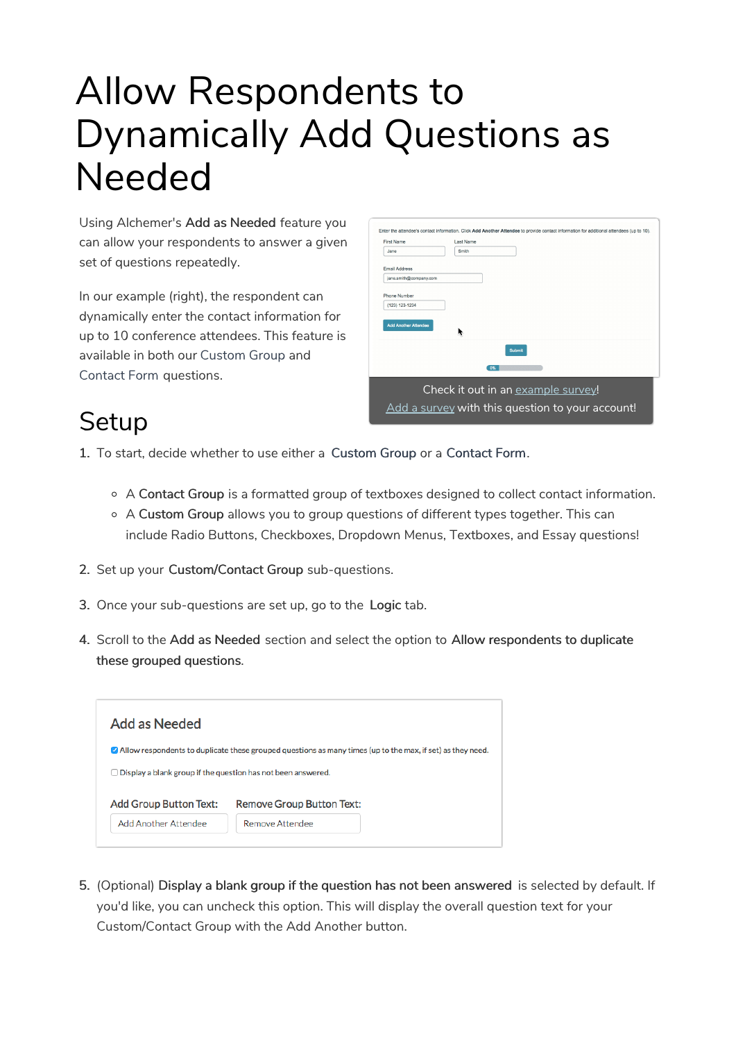# Allow Respondents to Dynamically Add Questions as Needed

Using Alchemer's **Add as Needed** feature you can allow your respondents to answer a given set of questions repeatedly.

In our example (right), the respondent can dynamically enter the contact information for up to 10 conference attendees. This feature is available in both our Custom Group and Contact Form questions.

Check it out in an example survey!
Add a survey with this question to your account!

## Setup

1. To start, decide whether to use either a **Custom Group** or a **Contact Form**.
   - A **Contact Group** is a formatted group of textboxes designed to collect contact information.
   - A **Custom Group** allows you to group questions of different types together. This can include Radio Buttons, Checkboxes, Dropdown Menus, Textboxes, and Essay questions!
2. Set up your **Custom/Contact Group** sub-questions.
3. Once your sub-questions are set up, go to the **Logic** tab.
4. Scroll to the **Add as Needed** section and select the option to **Allow respondents to duplicate these grouped questions**.

Add as Needed

☑ Allow respondents to duplicate these grouped questions as many times (up to the max, if set) as they need.

☐ Display a blank group if the question has not been answered.

Add Group Button Text: Add Another Attendee

Remove Group Button Text: Remove Attendee

5. (Optional) **Display a blank group if the question has not been answered** is selected by default. If you'd like, you can uncheck this option. This will display the overall question text for your Custom/Contact Group with the Add Another button.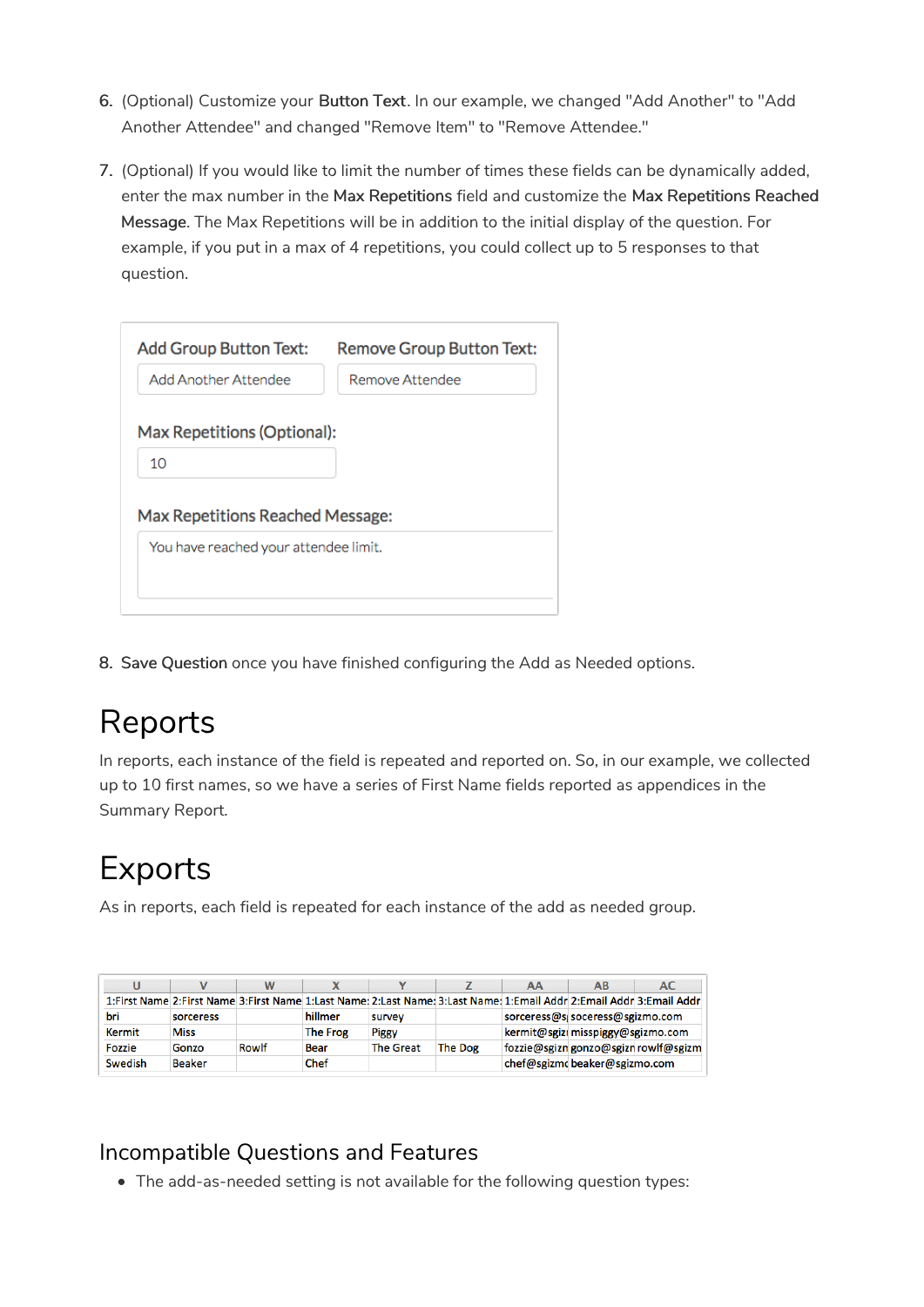6. (Optional) Customize your **Button Text**. In our example, we changed "Add Another" to "Add Another Attendee" and changed "Remove Item" to "Remove Attendee."

7. (Optional) If you would like to limit the number of times these fields can be dynamically added, enter the max number in the **Max Repetitions** field and customize the **Max Repetitions Reached Message**. The Max Repetitions will be in addition to the initial display of the question. For example, if you put in a max of 4 repetitions, you could collect up to 5 responses to that question.

| Add Group Button Text: | Remove Group Button Text: |
| --- | --- |
| Add Another Attendee | Remove Attendee |

Max Repetitions (Optional):

10

Max Repetitions Reached Message:

You have reached your attendee limit.

8. **Save Question** once you have finished configuring the Add as Needed options.

# Reports

In reports, each instance of the field is repeated and reported on. So, in our example, we collected up to 10 first names, so we have a series of First Name fields reported as appendices in the Summary Report.

# Exports

As in reports, each field is repeated for each instance of the add as needed group.

| U | V | W | X | Y | Z | AA | AB | AC |
| --- | --- | --- | --- | --- | --- | --- | --- | --- |
| 1:First Name | 2:First Name | 3:First Name | 1:Last Name: | 2:Last Name: | 3:Last Name: | 1:Email Addr | 2:Email Addr | 3:Email Addr |
| bri | sorceress | | hillmer | survey | | sorceress@s | soceress@sgizmo.com | |
| Kermit | Miss | | The Frog | Piggy | | kermit@sgiz | misspiggy@sgizmo.com | |
| Fozzie | Gonzo | Rowlf | Bear | The Great | The Dog | fozzie@sgizn | gonzo@sgizn | rowlf@sgizm |
| Swedish | Beaker | | Chef | | | chef@sgizmc | beaker@sgizmo.com | |

## Incompatible Questions and Features

- The add-as-needed setting is not available for the following question types: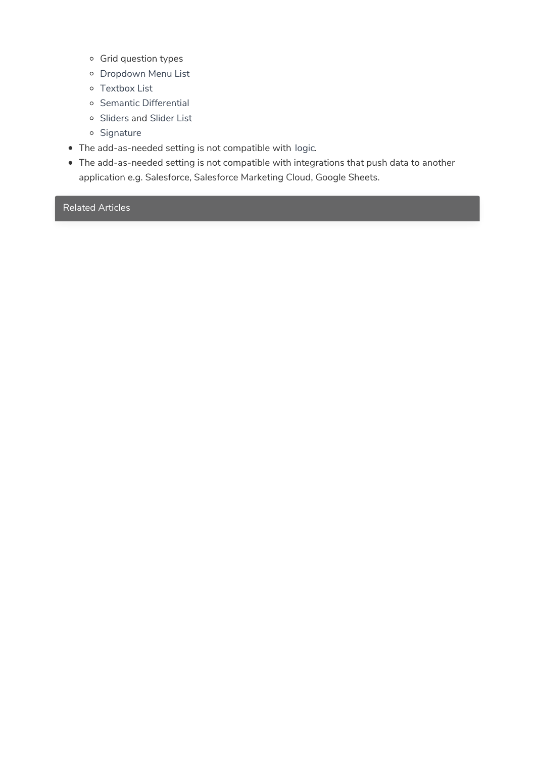- Grid question types
    - Dropdown Menu List
    - Textbox List
    - Semantic Differential
    - Sliders and Slider List
    - Signature
- The add-as-needed setting is not compatible with logic.
- The add-as-needed setting is not compatible with integrations that push data to another application e.g. Salesforce, Salesforce Marketing Cloud, Google Sheets.

## Related Articles